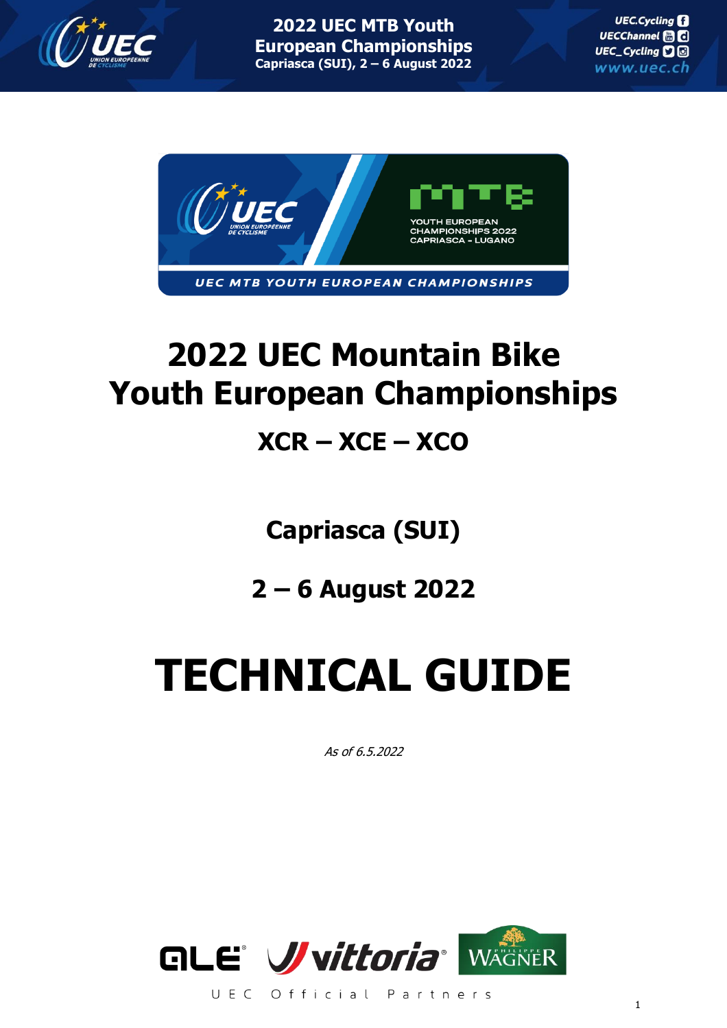# 2022 UEC Mountain Bike Youth European Championships

## XCR – XCE – XCO

## Capriasca (SUI)

## 2 – 6 August 2022

# TECHNICAL GUIDE

*As of 6.5.2022*

UEC Official Partners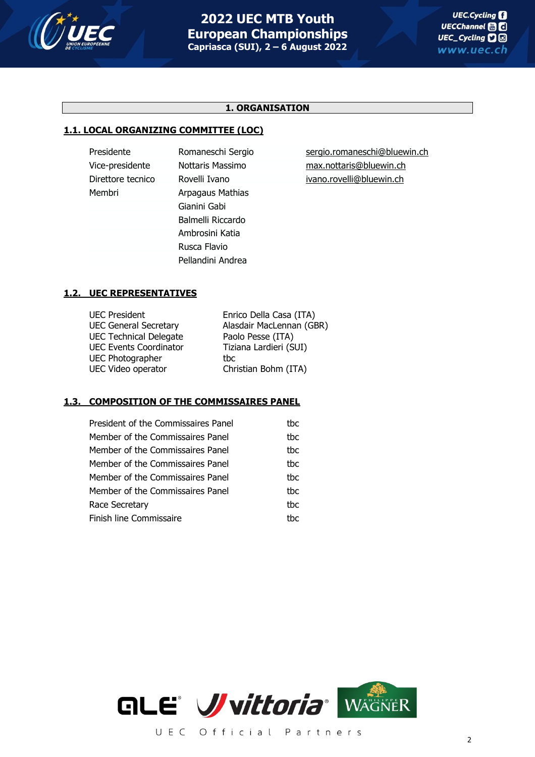## 1. ORGANISATION

### 1.1. LOCAL ORGANIZING COMMITTEE (LOC)

| | | |
|---|---|---|
| Presidente | Romaneschi Sergio | sergio.romaneschi@bluewin.ch |
| Vice-presidente | Nottaris Massimo | max.nottaris@bluewin.ch |
| Direttore tecnico | Rovelli Ivano | ivano.rovelli@bluewin.ch |
| Membri | Arpagaus Mathias | |
| | Gianini Gabi | |
| | Balmelli Riccardo | |
| | Ambrosini Katia | |
| | Rusca Flavio | |
| | Pellandini Andrea | |

### 1.2. UEC REPRESENTATIVES

| | |
|---|---|
| UEC President | Enrico Della Casa (ITA) |
| UEC General Secretary | Alasdair MacLennan (GBR) |
| UEC Technical Delegate | Paolo Pesse (ITA) |
| UEC Events Coordinator | Tiziana Lardieri (SUI) |
| UEC Photographer | tbc |
| UEC Video operator | Christian Bohm (ITA) |

### 1.3. COMPOSITION OF THE COMMISSAIRES PANEL

| | |
|---|---|
| President of the Commissaires Panel | tbc |
| Member of the Commissaires Panel | tbc |
| Member of the Commissaires Panel | tbc |
| Member of the Commissaires Panel | tbc |
| Member of the Commissaires Panel | tbc |
| Member of the Commissaires Panel | tbc |
| Race Secretary | tbc |
| Finish line Commissaire | tbc |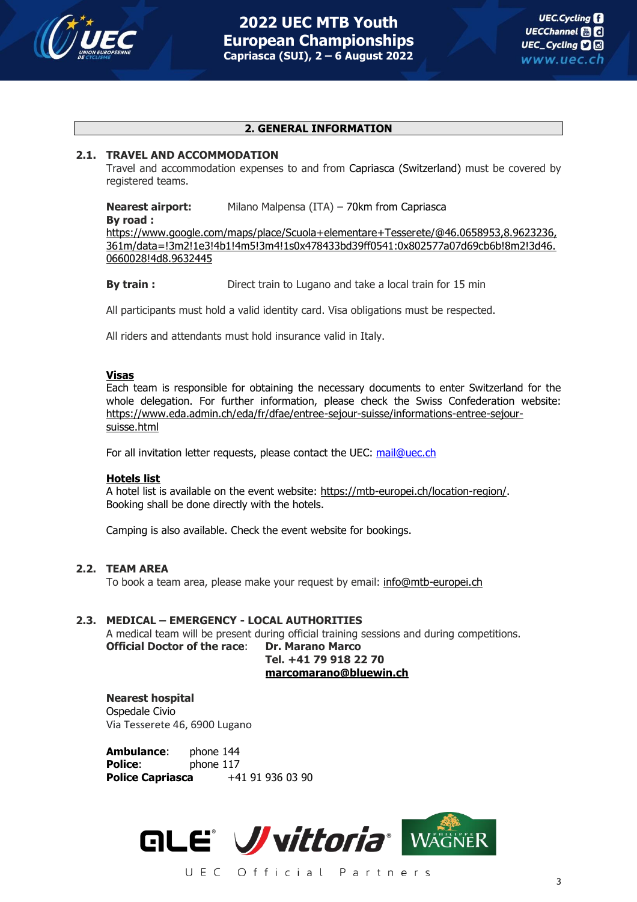## 2. GENERAL INFORMATION

### 2.1. TRAVEL AND ACCOMMODATION

Travel and accommodation expenses to and from Capriasca (Switzerland) must be covered by registered teams.

**Nearest airport:** Milano Malpensa (ITA) – 70km from Capriasca

**By road :**
https://www.google.com/maps/place/Scuola+elementare+Tesserete/@46.0658953,8.9623236,361m/data=!3m2!1e3!4b1!4m5!3m4!1s0x478433bd39ff0541:0x802577a07d69cb6b!8m2!3d46.0660028!4d8.9632445

**By train :** Direct train to Lugano and take a local train for 15 min

All participants must hold a valid identity card. Visa obligations must be respected.

All riders and attendants must hold insurance valid in Italy.

**Visas**

Each team is responsible for obtaining the necessary documents to enter Switzerland for the whole delegation. For further information, please check the Swiss Confederation website: https://www.eda.admin.ch/eda/fr/dfae/entree-sejour-suisse/informations-entree-sejour-suisse.html

For all invitation letter requests, please contact the UEC: mail@uec.ch

**Hotels list**

A hotel list is available on the event website: https://mtb-europei.ch/location-region/.
Booking shall be done directly with the hotels.

Camping is also available. Check the event website for bookings.

### 2.2. TEAM AREA

To book a team area, please make your request by email: info@mtb-europei.ch

### 2.3. MEDICAL – EMERGENCY - LOCAL AUTHORITIES

A medical team will be present during official training sessions and during competitions.

**Official Doctor of the race**: **Dr. Marano Marco**
**Tel. +41 79 918 22 70**
**marcomarano@bluewin.ch**

**Nearest hospital**
Ospedale Civio
Via Tesserete 46, 6900 Lugano

**Ambulance**: phone 144
**Police**: phone 117
**Police Capriasca** +41 91 936 03 90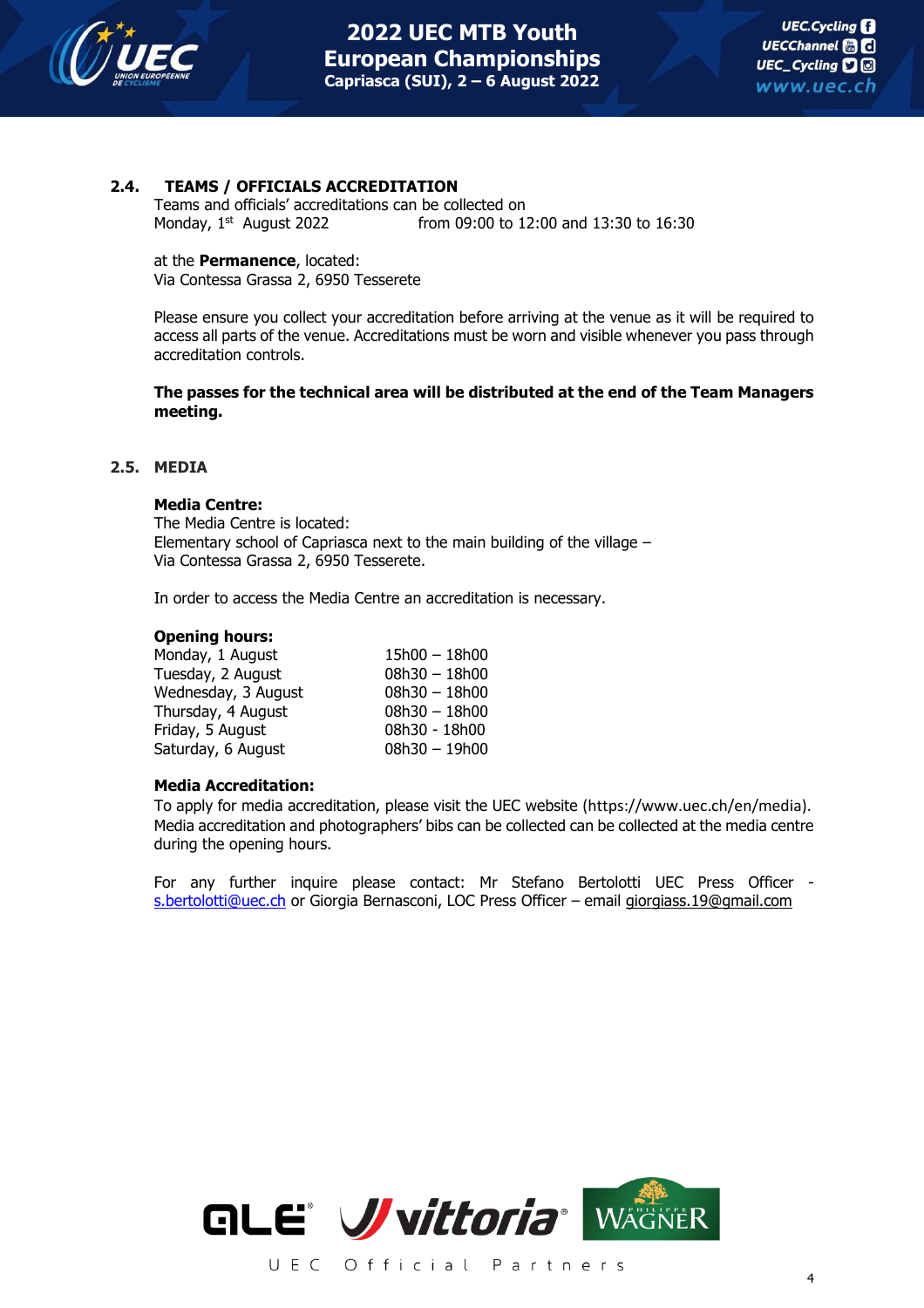## 2.4. TEAMS / OFFICIALS ACCREDITATION

Teams and officials' accreditations can be collected on

Monday, 1st August 2022 from 09:00 to 12:00 and 13:30 to 16:30

at the **Permanence**, located:
Via Contessa Grassa 2, 6950 Tesserete

Please ensure you collect your accreditation before arriving at the venue as it will be required to access all parts of the venue. Accreditations must be worn and visible whenever you pass through accreditation controls.

**The passes for the technical area will be distributed at the end of the Team Managers meeting.**

## 2.5. MEDIA

**Media Centre:**
The Media Centre is located:
Elementary school of Capriasca next to the main building of the village –
Via Contessa Grassa 2, 6950 Tesserete.

In order to access the Media Centre an accreditation is necessary.

**Opening hours:**

| | |
|---|---|
| Monday, 1 August | 15h00 – 18h00 |
| Tuesday, 2 August | 08h30 – 18h00 |
| Wednesday, 3 August | 08h30 – 18h00 |
| Thursday, 4 August | 08h30 – 18h00 |
| Friday, 5 August | 08h30 - 18h00 |
| Saturday, 6 August | 08h30 – 19h00 |

**Media Accreditation:**
To apply for media accreditation, please visit the UEC website (https://www.uec.ch/en/media). Media accreditation and photographers' bibs can be collected can be collected at the media centre during the opening hours.

For any further inquire please contact: Mr Stefano Bertolotti UEC Press Officer - s.bertolotti@uec.ch or Giorgia Bernasconi, LOC Press Officer – email giorgiass.19@gmail.com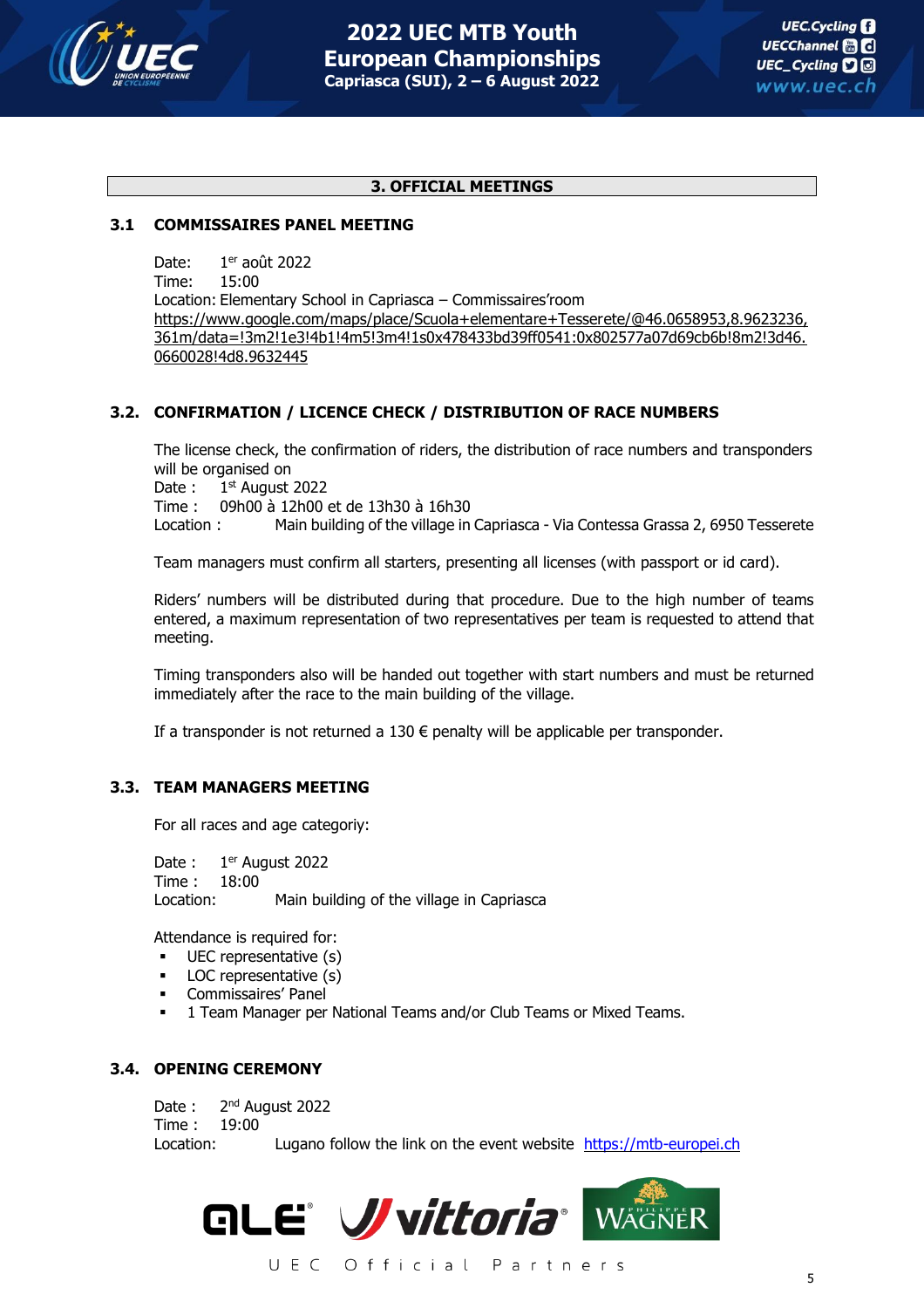## 3. OFFICIAL MEETINGS

### 3.1 COMMISSAIRES PANEL MEETING

Date: 1er août 2022
Time: 15:00
Location: Elementary School in Capriasca – Commissaires'room
https://www.google.com/maps/place/Scuola+elementare+Tesserete/@46.0658953,8.9623236,361m/data=!3m2!1e3!4b1!4m5!3m4!1s0x478433bd39ff0541:0x802577a07d69cb6b!8m2!3d46.0660028!4d8.9632445

### 3.2. CONFIRMATION / LICENCE CHECK / DISTRIBUTION OF RACE NUMBERS

The license check, the confirmation of riders, the distribution of race numbers and transponders will be organised on
Date : 1st August 2022
Time : 09h00 à 12h00 et de 13h30 à 16h30
Location : Main building of the village in Capriasca - Via Contessa Grassa 2, 6950 Tesserete

Team managers must confirm all starters, presenting all licenses (with passport or id card).

Riders' numbers will be distributed during that procedure. Due to the high number of teams entered, a maximum representation of two representatives per team is requested to attend that meeting.

Timing transponders also will be handed out together with start numbers and must be returned immediately after the race to the main building of the village.

If a transponder is not returned a 130 € penalty will be applicable per transponder.

### 3.3. TEAM MANAGERS MEETING

For all races and age categoriy:

Date : 1er August 2022
Time : 18:00
Location: Main building of the village in Capriasca

Attendance is required for:

- UEC representative (s)
- LOC representative (s)
- Commissaires' Panel
- 1 Team Manager per National Teams and/or Club Teams or Mixed Teams.

### 3.4. OPENING CEREMONY

Date : 2nd August 2022
Time : 19:00
Location: Lugano follow the link on the event website https://mtb-europei.ch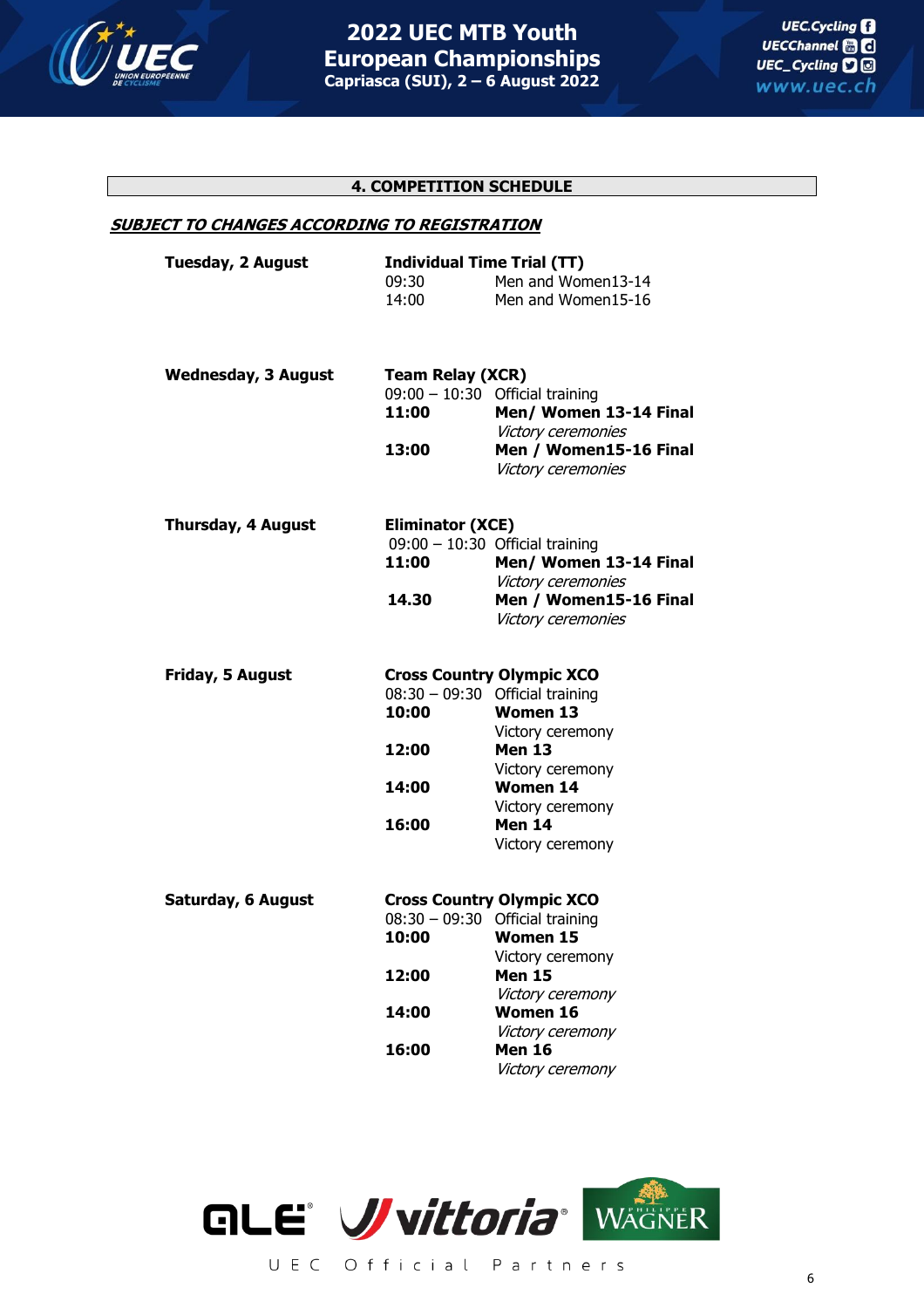## 4. COMPETITION SCHEDULE

***SUBJECT TO CHANGES ACCORDING TO REGISTRATION***

**Tuesday, 2 August**

**Individual Time Trial (TT)**

09:30 Men and Women13-14
14:00 Men and Women15-16

**Wednesday, 3 August**

**Team Relay (XCR)**

09:00 – 10:30 Official training
**11:00** **Men/ Women 13-14 Final**
*Victory ceremonies*
**13:00** **Men / Women15-16 Final**
*Victory ceremonies*

**Thursday, 4 August**

**Eliminator (XCE)**

09:00 – 10:30 Official training
**11:00** **Men/ Women 13-14 Final**
*Victory ceremonies*
**14.30** **Men / Women15-16 Final**
*Victory ceremonies*

**Friday, 5 August**

**Cross Country Olympic XCO**

08:30 – 09:30 Official training
**10:00** **Women 13**
Victory ceremony
**12:00** **Men 13**
Victory ceremony
**14:00** **Women 14**
Victory ceremony
**16:00** **Men 14**
Victory ceremony

**Saturday, 6 August**

**Cross Country Olympic XCO**

08:30 – 09:30 Official training
**10:00** **Women 15**
Victory ceremony
**12:00** **Men 15**
*Victory ceremony*
**14:00** **Women 16**
*Victory ceremony*
**16:00** **Men 16**
*Victory ceremony*

UEC Official Partners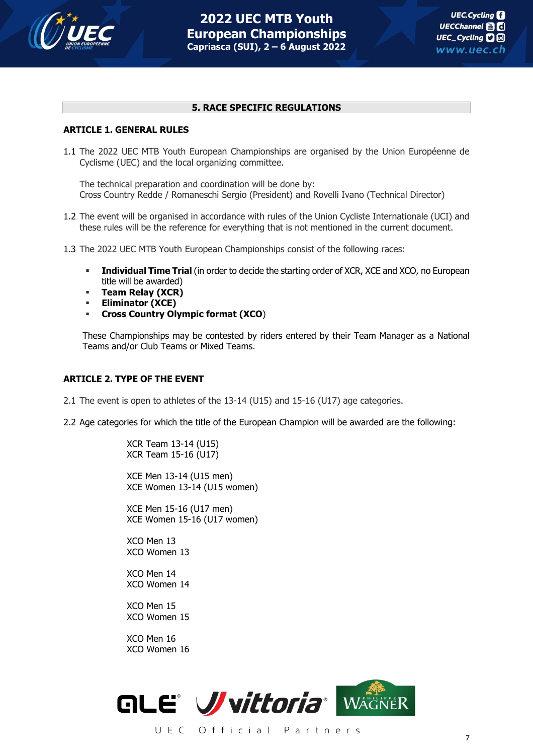## 5. RACE SPECIFIC REGULATIONS

### ARTICLE 1. GENERAL RULES

1.1 The 2022 UEC MTB Youth European Championships are organised by the Union Européenne de Cyclisme (UEC) and the local organizing committee.

The technical preparation and coordination will be done by:
Cross Country Redde / Romaneschi Sergio (President) and Rovelli Ivano (Technical Director)

1.2 The event will be organised in accordance with rules of the Union Cycliste Internationale (UCI) and these rules will be the reference for everything that is not mentioned in the current document.

1.3 The 2022 UEC MTB Youth European Championships consist of the following races:

- **Individual Time Trial** (in order to decide the starting order of XCR, XCE and XCO, no European title will be awarded)
- **Team Relay (XCR)**
- **Eliminator (XCE)**
- **Cross Country Olympic format (XCO)**

These Championships may be contested by riders entered by their Team Manager as a National Teams and/or Club Teams or Mixed Teams.

### ARTICLE 2. TYPE OF THE EVENT

2.1 The event is open to athletes of the 13-14 (U15) and 15-16 (U17) age categories.

2.2 Age categories for which the title of the European Champion will be awarded are the following:

XCR Team 13-14 (U15)
XCR Team 15-16 (U17)

XCE Men 13-14 (U15 men)
XCE Women 13-14 (U15 women)

XCE Men 15-16 (U17 men)
XCE Women 15-16 (U17 women)

XCO Men 13
XCO Women 13

XCO Men 14
XCO Women 14

XCO Men 15
XCO Women 15

XCO Men 16
XCO Women 16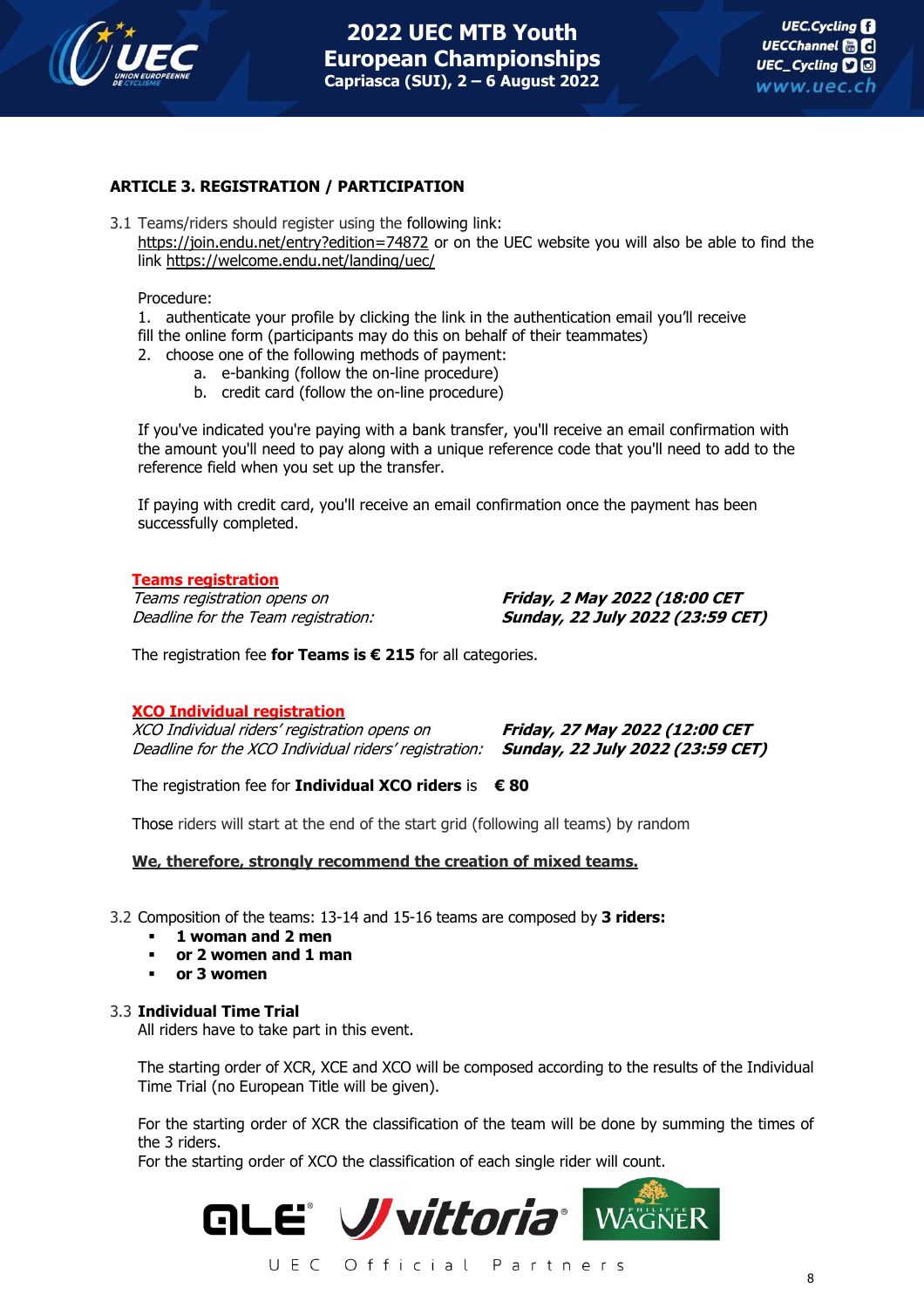## ARTICLE 3. REGISTRATION / PARTICIPATION

3.1 Teams/riders should register using the following link:
https://join.endu.net/entry?edition=74872 or on the UEC website you will also be able to find the link https://welcome.endu.net/landing/uec/

Procedure:

1. authenticate your profile by clicking the link in the authentication email you'll receive fill the online form (participants may do this on behalf of their teammates)
2. choose one of the following methods of payment:
    a. e-banking (follow the on-line procedure)
    b. credit card (follow the on-line procedure)

If you've indicated you're paying with a bank transfer, you'll receive an email confirmation with the amount you'll need to pay along with a unique reference code that you'll need to add to the reference field when you set up the transfer.

If paying with credit card, you'll receive an email confirmation once the payment has been successfully completed.

**Teams registration**

| | |
|---|---|
| *Teams registration opens on* | ***Friday, 2 May 2022 (18:00 CET*** |
| *Deadline for the Team registration:* | ***Sunday, 22 July 2022 (23:59 CET)*** |

The registration fee **for Teams is € 215** for all categories.

**XCO Individual registration**

| | |
|---|---|
| *XCO Individual riders' registration opens on* | ***Friday, 27 May 2022 (12:00 CET*** |
| *Deadline for the XCO Individual riders' registration:* | ***Sunday, 22 July 2022 (23:59 CET)*** |

The registration fee for **Individual XCO riders** is **€ 80**

Those riders will start at the end of the start grid (following all teams) by random

**We, therefore, strongly recommend the creation of mixed teams.**

3.2 Composition of the teams: 13-14 and 15-16 teams are composed by **3 riders:**

- **1 woman and 2 men**
- **or 2 women and 1 man**
- **or 3 women**

3.3 **Individual Time Trial**
All riders have to take part in this event.

The starting order of XCR, XCE and XCO will be composed according to the results of the Individual Time Trial (no European Title will be given).

For the starting order of XCR the classification of the team will be done by summing the times of the 3 riders.
For the starting order of XCO the classification of each single rider will count.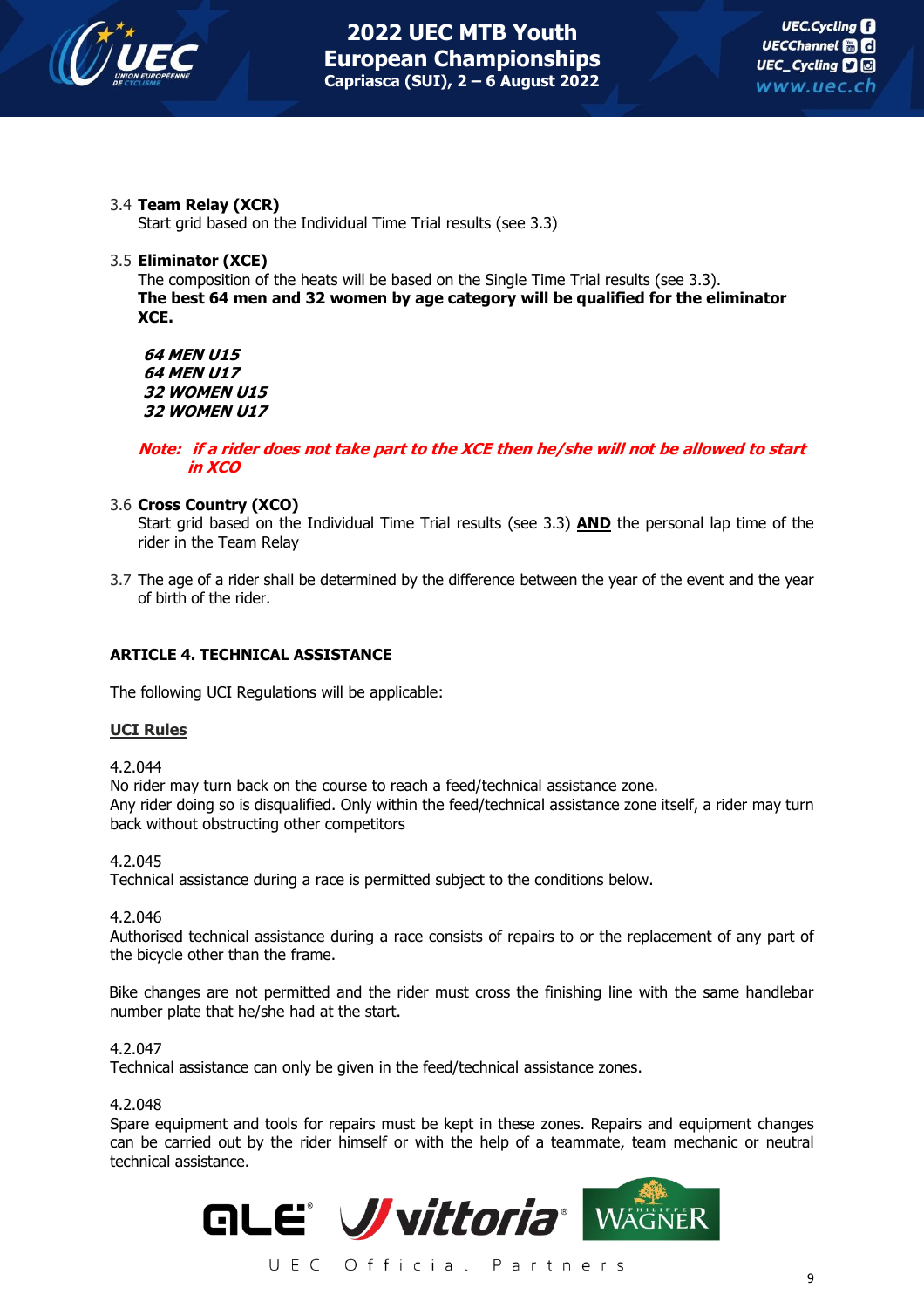3.4 **Team Relay (XCR)**
Start grid based on the Individual Time Trial results (see 3.3)

3.5 **Eliminator (XCE)**
The composition of the heats will be based on the Single Time Trial results (see 3.3).
**The best 64 men and 32 women by age category will be qualified for the eliminator XCE.**

***64 MEN U15***
***64 MEN U17***
***32 WOMEN U15***
***32 WOMEN U17***

***Note: if a rider does not take part to the XCE then he/she will not be allowed to start in XCO***

3.6 **Cross Country (XCO)**
Start grid based on the Individual Time Trial results (see 3.3) **AND** the personal lap time of the rider in the Team Relay

3.7 The age of a rider shall be determined by the difference between the year of the event and the year of birth of the rider.

## ARTICLE 4. TECHNICAL ASSISTANCE

The following UCI Regulations will be applicable:

**UCI Rules**

4.2.044
No rider may turn back on the course to reach a feed/technical assistance zone.
Any rider doing so is disqualified. Only within the feed/technical assistance zone itself, a rider may turn back without obstructing other competitors

4.2.045
Technical assistance during a race is permitted subject to the conditions below.

4.2.046
Authorised technical assistance during a race consists of repairs to or the replacement of any part of the bicycle other than the frame.

Bike changes are not permitted and the rider must cross the finishing line with the same handlebar number plate that he/she had at the start.

4.2.047
Technical assistance can only be given in the feed/technical assistance zones.

4.2.048
Spare equipment and tools for repairs must be kept in these zones. Repairs and equipment changes can be carried out by the rider himself or with the help of a teammate, team mechanic or neutral technical assistance.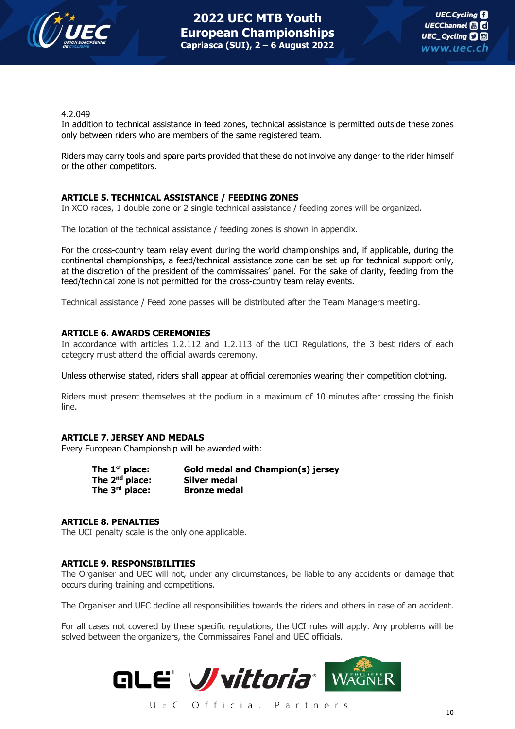4.2.049

In addition to technical assistance in feed zones, technical assistance is permitted outside these zones only between riders who are members of the same registered team.

Riders may carry tools and spare parts provided that these do not involve any danger to the rider himself or the other competitors.

## ARTICLE 5. TECHNICAL ASSISTANCE / FEEDING ZONES

In XCO races, 1 double zone or 2 single technical assistance / feeding zones will be organized.

The location of the technical assistance / feeding zones is shown in appendix.

For the cross-country team relay event during the world championships and, if applicable, during the continental championships, a feed/technical assistance zone can be set up for technical support only, at the discretion of the president of the commissaires' panel. For the sake of clarity, feeding from the feed/technical zone is not permitted for the cross-country team relay events.

Technical assistance / Feed zone passes will be distributed after the Team Managers meeting.

## ARTICLE 6. AWARDS CEREMONIES

In accordance with articles 1.2.112 and 1.2.113 of the UCI Regulations, the 3 best riders of each category must attend the official awards ceremony.

Unless otherwise stated, riders shall appear at official ceremonies wearing their competition clothing.

Riders must present themselves at the podium in a maximum of 10 minutes after crossing the finish line.

## ARTICLE 7. JERSEY AND MEDALS

Every European Championship will be awarded with:

| | |
|---|---|
| **The 1st place:** | **Gold medal and Champion(s) jersey** |
| **The 2nd place:** | **Silver medal** |
| **The 3rd place:** | **Bronze medal** |

## ARTICLE 8. PENALTIES

The UCI penalty scale is the only one applicable.

## ARTICLE 9. RESPONSIBILITIES

The Organiser and UEC will not, under any circumstances, be liable to any accidents or damage that occurs during training and competitions.

The Organiser and UEC decline all responsibilities towards the riders and others in case of an accident.

For all cases not covered by these specific regulations, the UCI rules will apply. Any problems will be solved between the organizers, the Commissaires Panel and UEC officials.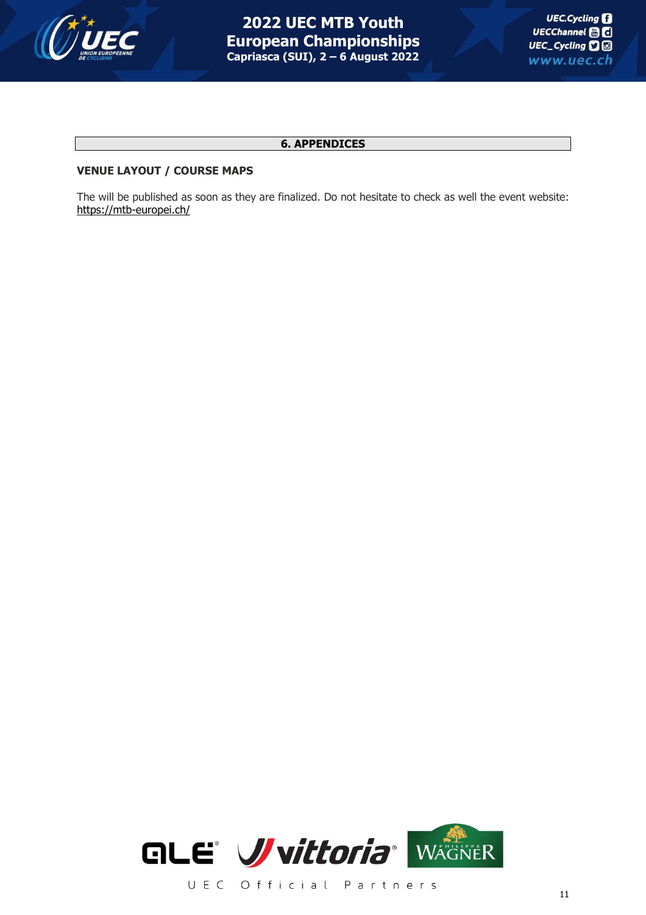## 6. APPENDICES

### VENUE LAYOUT / COURSE MAPS

The will be published as soon as they are finalized. Do not hesitate to check as well the event website: https://mtb-europei.ch/